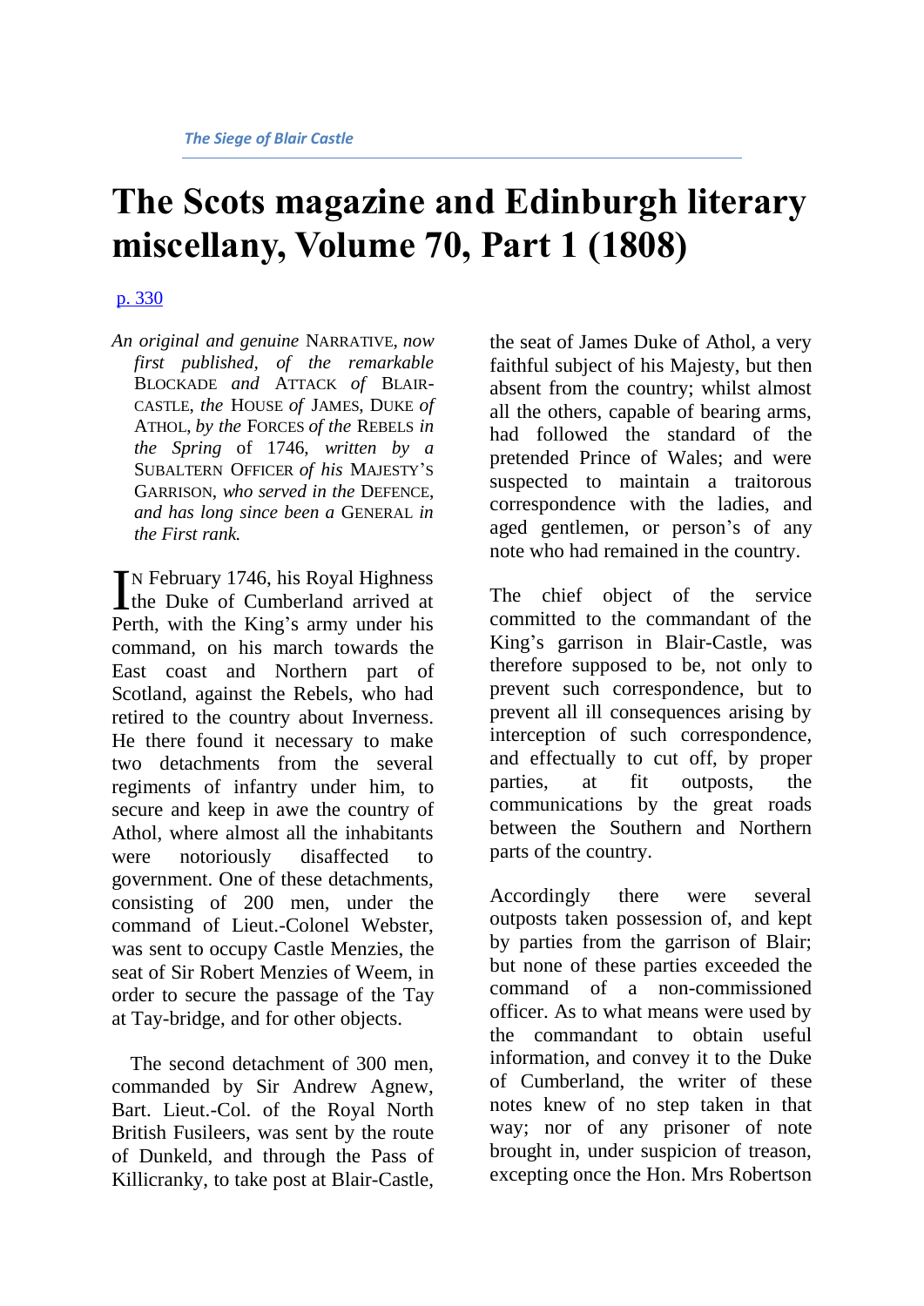# The Scots magazine and Edinburgh literary miscellany, Volume 70, Part 1 (1808)

p. 330

*An original and genuine* NARRATIVE, *now first published, of the remarkable* BLOCKADE *and* ATTACK *of* BLAIR-CASTLE, *the* HOUSE *of* JAMES, DUKE *of* ATHOL, *by the* FORCES *of the* REBELS *in the Spring* of 1746, *written by a* SUBALTERN OFFICER *of his* MAJESTY'S GARRISON, *who served in the* DEFENCE, *and has long since been a* GENERAL *in the First rank.*

IN February 1746, his Royal Highness the Duke of Cumberland arrived at Perth, with the King's army under his command, on his march towards the East coast and Northern part of Scotland, against the Rebels, who had retired to the country about Inverness. He there found it necessary to make two detachments from the several regiments of infantry under him, to secure and keep in awe the country of Athol, where almost all the inhabitants were notoriously disaffected to government. One of these detachments, consisting of 200 men, under the command of Lieut.-Colonel Webster, was sent to occupy Castle Menzies, the seat of Sir Robert Menzies of Weem, in order to secure the passage of the Tay at Tay-bridge, and for other objects.

The second detachment of 300 men, commanded by Sir Andrew Agnew, Bart. Lieut.-Col. of the Royal North British Fusileers, was sent by the route of Dunkeld, and through the Pass of Killicranky, to take post at Blair-Castle, the seat of James Duke of Athol, a very faithful subject of his Majesty, but then absent from the country; whilst almost all the others, capable of bearing arms, had followed the standard of the pretended Prince of Wales; and were suspected to maintain a traitorous correspondence with the ladies, and aged gentlemen, or person's of any note who had remained in the country.

The chief object of the service committed to the commandant of the King's garrison in Blair-Castle, was therefore supposed to be, not only to prevent such correspondence, but to prevent all ill consequences arising by interception of such correspondence, and effectually to cut off, by proper parties, at fit outposts, the communications by the great roads between the Southern and Northern parts of the country.

Accordingly there were several outposts taken possession of, and kept by parties from the garrison of Blair; but none of these parties exceeded the command of a non-commissioned officer. As to what means were used by the commandant to obtain useful information, and convey it to the Duke of Cumberland, the writer of these notes knew of no step taken in that way; nor of any prisoner of note brought in, under suspicion of treason, excepting once the Hon. Mrs Robertson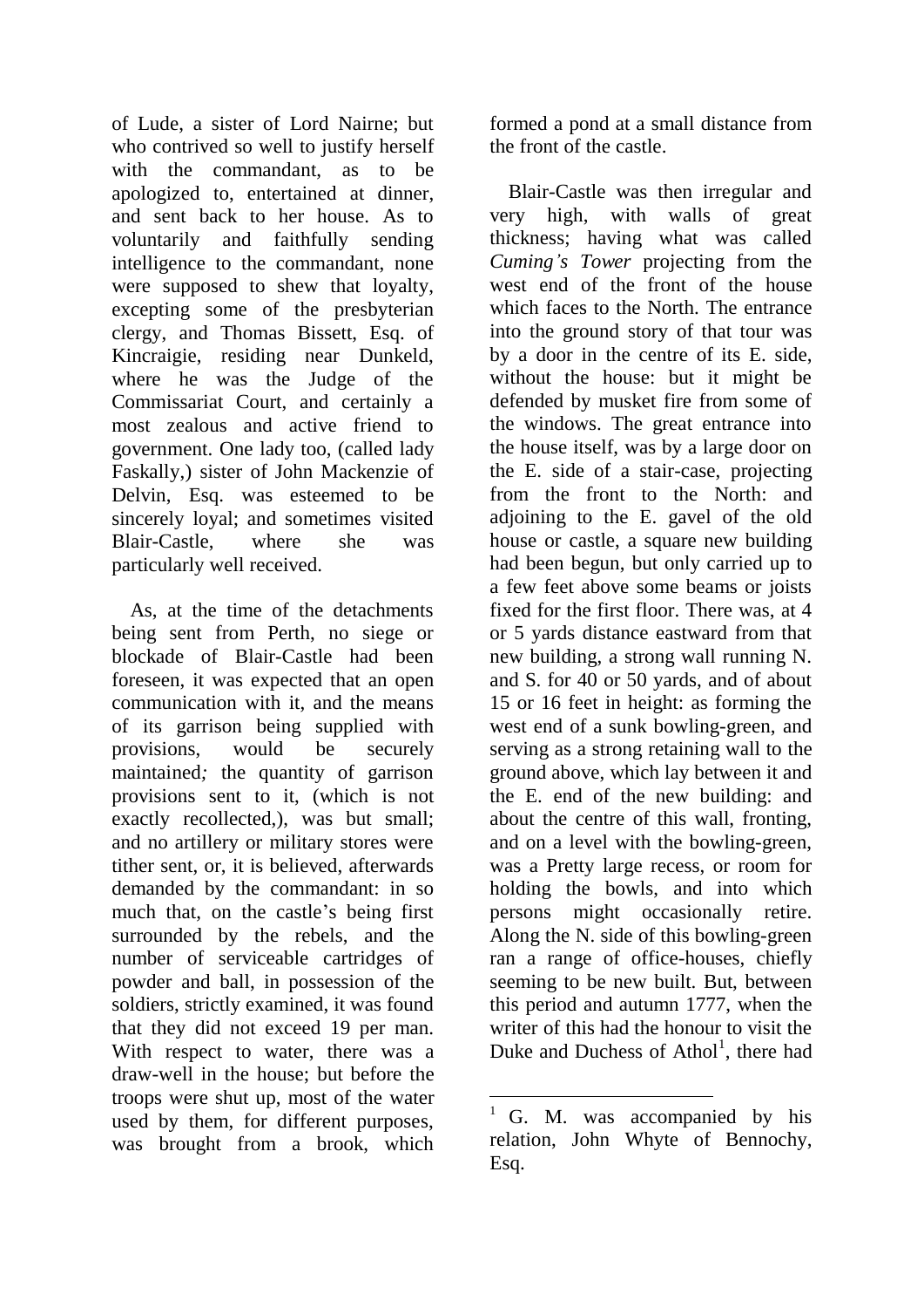of Lude, a sister of Lord Nairne; but who contrived so well to justify herself with the commandant, as to be apologized to, entertained at dinner, and sent back to her house. As to voluntarily and faithfully sending intelligence to the commandant, none were supposed to shew that loyalty, excepting some of the presbyterian clergy, and Thomas Bissett, Esq. of Kincraigie, residing near Dunkeld, where he was the Judge of the Commissariat Court, and certainly a most zealous and active friend to government. One lady too, (called lady Faskally,) sister of John Mackenzie of Delvin, Esq. was esteemed to be sincerely loyal; and sometimes visited Blair-Castle, where she was particularly well received.

As, at the time of the detachments being sent from Perth, no siege or blockade of Blair-Castle had been foreseen, it was expected that an open communication with it, and the means of its garrison being supplied with provisions, would be securely maintained*;* the quantity of garrison provisions sent to it, (which is not exactly recollected,), was but small; and no artillery or military stores were tither sent, or, it is believed, afterwards demanded by the commandant: in so much that, on the castle's being first surrounded by the rebels, and the number of serviceable cartridges of powder and ball, in possession of the soldiers, strictly examined, it was found that they did not exceed 19 per man. With respect to water, there was a draw-well in the house; but before the troops were shut up, most of the water used by them, for different purposes, was brought from a brook, which formed a pond at a small distance from the front of the castle.

Blair-Castle was then irregular and very high, with walls of great thickness; having what was called *Cuming's Tower* projecting from the west end of the front of the house which faces to the North. The entrance into the ground story of that tour was by a door in the centre of its E. side, without the house: but it might be defended by musket fire from some of the windows. The great entrance into the house itself, was by a large door on the E. side of a stair-case, projecting from the front to the North: and adjoining to the E. gavel of the old house or castle, a square new building had been begun, but only carried up to a few feet above some beams or joists fixed for the first floor. There was, at 4 or 5 yards distance eastward from that new building, a strong wall running N. and S. for 40 or 50 yards, and of about 15 or 16 feet in height: as forming the west end of a sunk bowling-green, and serving as a strong retaining wall to the ground above, which lay between it and the E. end of the new building: and about the centre of this wall, fronting, and on a level with the bowling-green, was a Pretty large recess, or room for holding the bowls, and into which persons might occasionally retire. Along the N. side of this bowling-green ran a range of office-houses, chiefly seeming to be new built. But, between this period and autumn 1777, when the writer of this had the honour to visit the Duke and Duchess of Athol[1], there had

[1] G. M. was accompanied by his relation, John Whyte of Bennochy, Esq.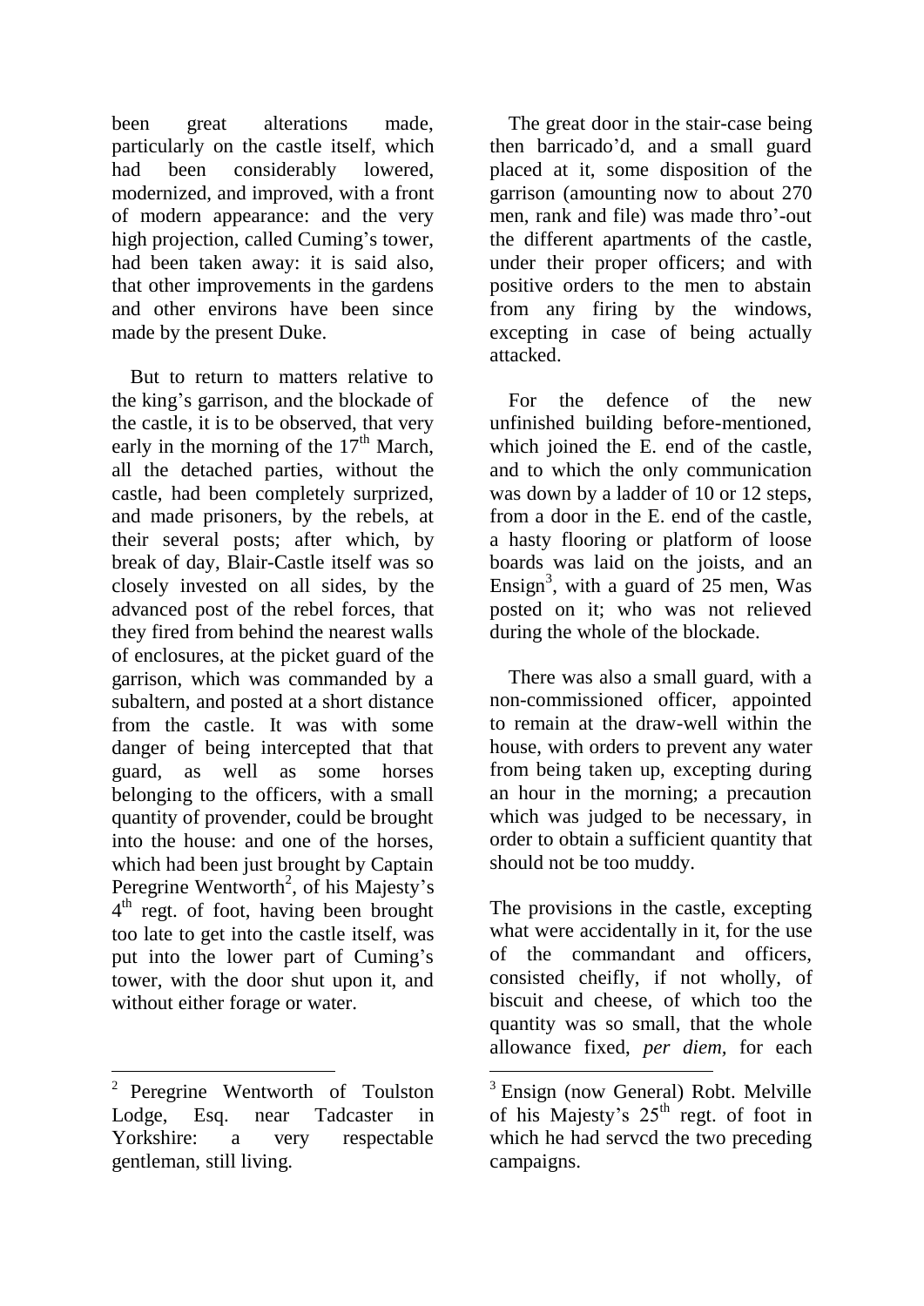been great alterations made, particularly on the castle itself, which had been considerably lowered, modernized, and improved, with a front of modern appearance: and the very high projection, called Cuming's tower, had been taken away: it is said also, that other improvements in the gardens and other environs have been since made by the present Duke.

But to return to matters relative to the king's garrison, and the blockade of the castle, it is to be observed, that very early in the morning of the 17th March, all the detached parties, without the castle, had been completely surprized, and made prisoners, by the rebels, at their several posts; after which, by break of day, Blair-Castle itself was so closely invested on all sides, by the advanced post of the rebel forces, that they fired from behind the nearest walls of enclosures, at the picket guard of the garrison, which was commanded by a subaltern, and posted at a short distance from the castle. It was with some danger of being intercepted that that guard, as well as some horses belonging to the officers, with a small quantity of provender, could be brought into the house: and one of the horses, which had been just brought by Captain Peregrine Wentworth[2], of his Majesty's 4th regt. of foot, having been brought too late to get into the castle itself, was put into the lower part of Cuming's tower, with the door shut upon it, and without either forage or water.

The great door in the stair-case being then barricado'd, and a small guard placed at it, some disposition of the garrison (amounting now to about 270 men, rank and file) was made thro'-out the different apartments of the castle, under their proper officers; and with positive orders to the men to abstain from any firing by the windows, excepting in case of being actually attacked.

For the defence of the new unfinished building before-mentioned, which joined the E. end of the castle, and to which the only communication was down by a ladder of 10 or 12 steps, from a door in the E. end of the castle, a hasty flooring or platform of loose boards was laid on the joists, and an Ensign[3], with a guard of 25 men, Was posted on it; who was not relieved during the whole of the blockade.

There was also a small guard, with a non-commissioned officer, appointed to remain at the draw-well within the house, with orders to prevent any water from being taken up, excepting during an hour in the morning; a precaution which was judged to be necessary, in order to obtain a sufficient quantity that should not be too muddy.

The provisions in the castle, excepting what were accidentally in it, for the use of the commandant and officers, consisted cheifly, if not wholly, of biscuit and cheese, of which too the quantity was so small, that the whole allowance fixed, *per diem,* for each

---

[2] Peregrine Wentworth of Toulston Lodge, Esq. near Tadcaster in Yorkshire: a very respectable gentleman, still living.

[3] Ensign (now General) Robt. Melville of his Majesty's 25th regt. of foot in which he had servcd the two preceding campaigns.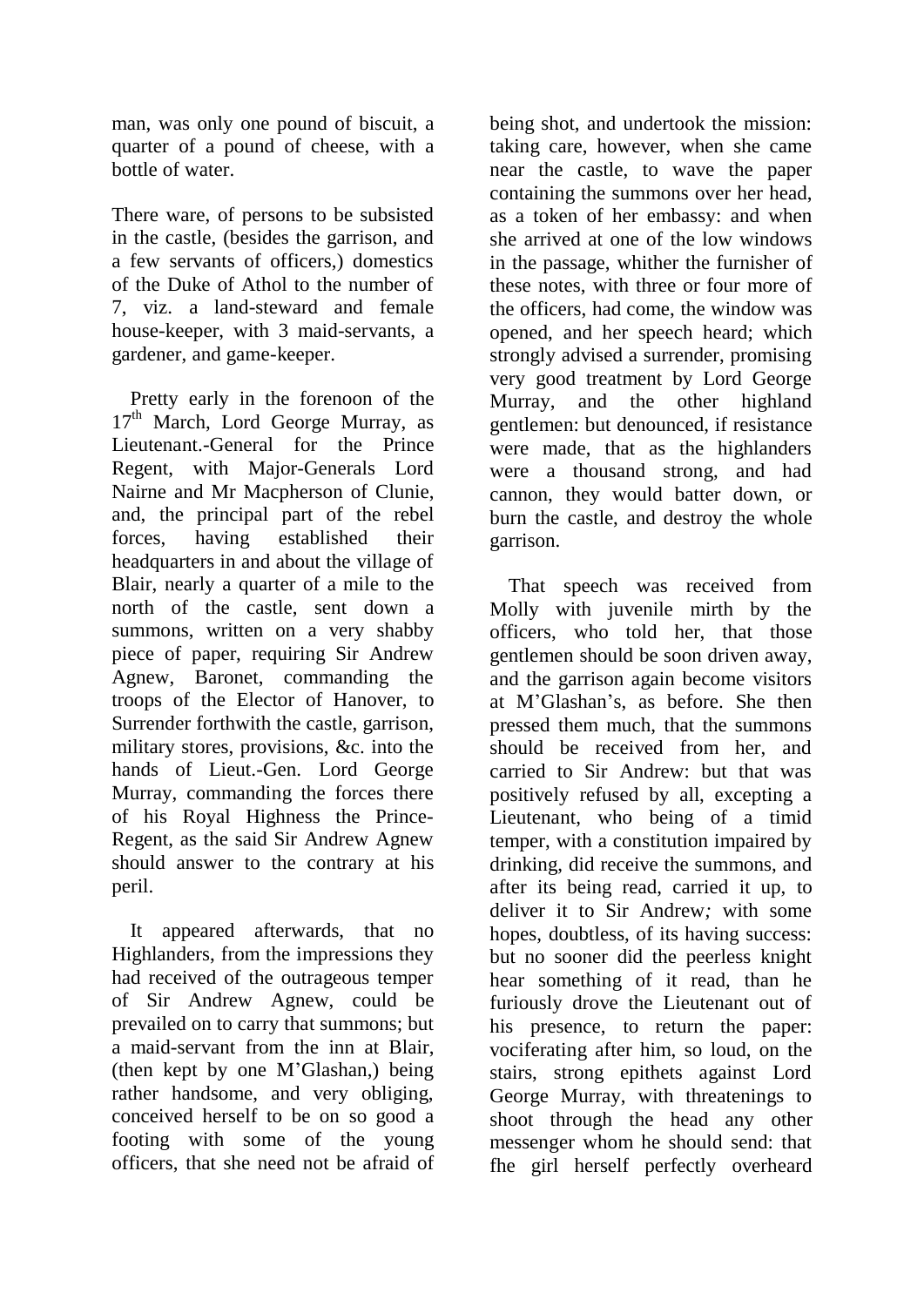man, was only one pound of biscuit, a quarter of a pound of cheese, with a bottle of water.

There ware, of persons to be subsisted in the castle, (besides the garrison, and a few servants of officers,) domestics of the Duke of Athol to the number of 7, viz. a land-steward and female house-keeper, with 3 maid-servants, a gardener, and game-keeper.

Pretty early in the forenoon of the 17th March, Lord George Murray, as Lieutenant.-General for the Prince Regent, with Major-Generals Lord Nairne and Mr Macpherson of Clunie, and, the principal part of the rebel forces, having established their headquarters in and about the village of Blair, nearly a quarter of a mile to the north of the castle, sent down a summons, written on a very shabby piece of paper, requiring Sir Andrew Agnew, Baronet, commanding the troops of the Elector of Hanover, to Surrender forthwith the castle, garrison, military stores, provisions, &c. into the hands of Lieut.-Gen. Lord George Murray, commanding the forces there of his Royal Highness the Prince-Regent, as the said Sir Andrew Agnew should answer to the contrary at his peril.

It appeared afterwards, that no Highlanders, from the impressions they had received of the outrageous temper of Sir Andrew Agnew, could be prevailed on to carry that summons; but a maid-servant from the inn at Blair, (then kept by one M'Glashan,) being rather handsome, and very obliging, conceived herself to be on so good a footing with some of the young officers, that she need not be afraid of being shot, and undertook the mission: taking care, however, when she came near the castle, to wave the paper containing the summons over her head, as a token of her embassy: and when she arrived at one of the low windows in the passage, whither the furnisher of these notes, with three or four more of the officers, had come, the window was opened, and her speech heard; which strongly advised a surrender, promising very good treatment by Lord George Murray, and the other highland gentlemen: but denounced, if resistance were made, that as the highlanders were a thousand strong, and had cannon, they would batter down, or burn the castle, and destroy the whole garrison.

That speech was received from Molly with juvenile mirth by the officers, who told her, that those gentlemen should be soon driven away, and the garrison again become visitors at M'Glashan's, as before. She then pressed them much, that the summons should be received from her, and carried to Sir Andrew: but that was positively refused by all, excepting a Lieutenant, who being of a timid temper, with a constitution impaired by drinking, did receive the summons, and after its being read, carried it up, to deliver it to Sir Andrew*;* with some hopes, doubtless, of its having success: but no sooner did the peerless knight hear something of it read, than he furiously drove the Lieutenant out of his presence, to return the paper: vociferating after him, so loud, on the stairs, strong epithets against Lord George Murray, with threatenings to shoot through the head any other messenger whom he should send: that fhe girl herself perfectly overheard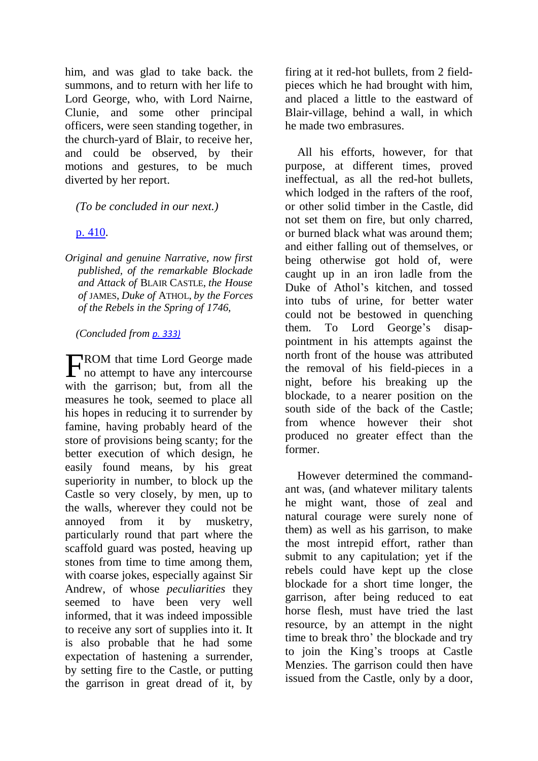him, and was glad to take back. the summons, and to return with her life to Lord George, who, with Lord Nairne, Clunie, and some other principal officers, were seen standing together, in the church-yard of Blair, to receive her, and could be observed, by their motions and gestures, to be much diverted by her report.

*(To be concluded in our next.)*

p. 410.

*Original and genuine Narrative, now first published, of the remarkable Blockade and Attack of* BLAIR CASTLE, *the House of* JAMES, *Duke of* ATHOL, *by the Forces of the Rebels in the Spring of 1746,*

*(Concluded from p. 333)*

FROM that time Lord George made no attempt to have any intercourse with the garrison; but, from all the measures he took, seemed to place all his hopes in reducing it to surrender by famine, having probably heard of the store of provisions being scanty; for the better execution of which design, he easily found means, by his great superiority in number, to block up the Castle so very closely, by men, up to the walls, wherever they could not be annoyed from it by musketry, particularly round that part where the scaffold guard was posted, heaving up stones from time to time among them, with coarse jokes, especially against Sir Andrew, of whose *peculiarities* they seemed to have been very well informed, that it was indeed impossible to receive any sort of supplies into it. It is also probable that he had some expectation of hastening a surrender, by setting fire to the Castle, or putting the garrison in great dread of it, by firing at it red-hot bullets, from 2 field-pieces which he had brought with him, and placed a little to the eastward of Blair-village, behind a wall, in which he made two embrasures.

All his efforts, however, for that purpose, at different times, proved ineffectual, as all the red-hot bullets, which lodged in the rafters of the roof, or other solid timber in the Castle, did not set them on fire, but only charred, or burned black what was around them; and either falling out of themselves, or being otherwise got hold of, were caught up in an iron ladle from the Duke of Athol's kitchen, and tossed into tubs of urine, for better water could not be bestowed in quenching them. To Lord George's disappointment in his attempts against the north front of the house was attributed the removal of his field-pieces in a night, before his breaking up the blockade, to a nearer position on the south side of the back of the Castle; from whence however their shot produced no greater effect than the former.

However determined the commandant was, (and whatever military talents he might want, those of zeal and natural courage were surely none of them) as well as his garrison, to make the most intrepid effort, rather than submit to any capitulation; yet if the rebels could have kept up the close blockade for a short time longer, the garrison, after being reduced to eat horse flesh, must have tried the last resource, by an attempt in the night time to break thro' the blockade and try to join the King's troops at Castle Menzies. The garrison could then have issued from the Castle, only by a door,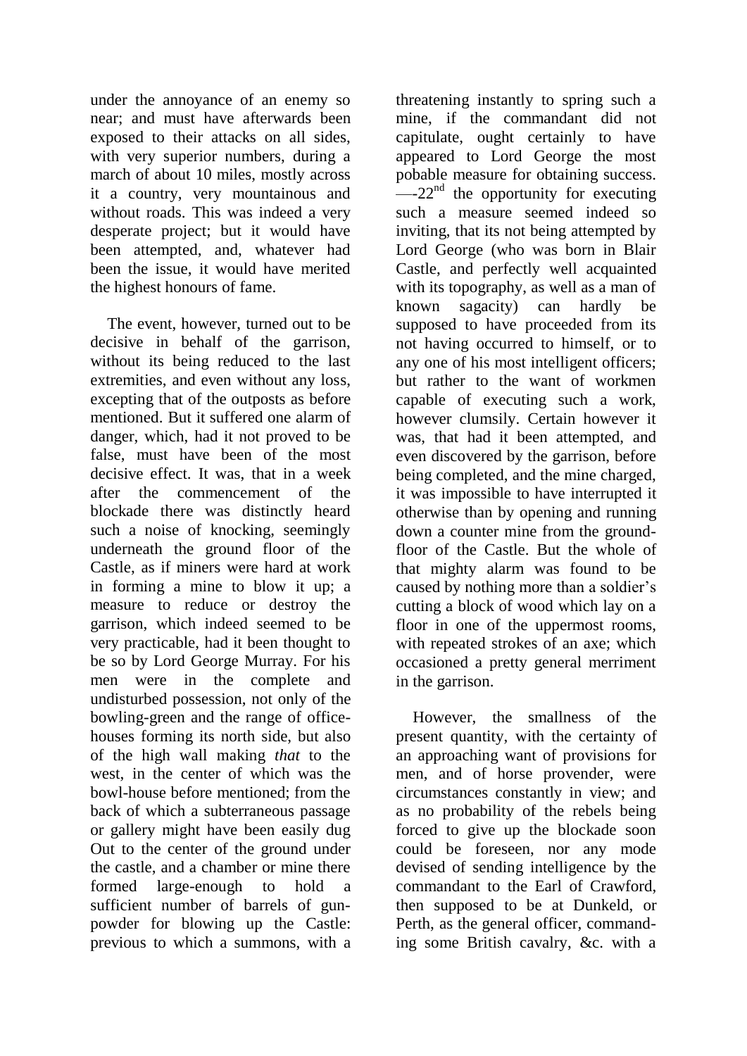under the annoyance of an enemy so near; and must have afterwards been exposed to their attacks on all sides, with very superior numbers, during a march of about 10 miles, mostly across it a country, very mountainous and without roads. This was indeed a very desperate project; but it would have been attempted, and, whatever had been the issue, it would have merited the highest honours of fame.

The event, however, turned out to be decisive in behalf of the garrison, without its being reduced to the last extremities, and even without any loss, excepting that of the outposts as before mentioned. But it suffered one alarm of danger, which, had it not proved to be false, must have been of the most decisive effect. It was, that in a week after the commencement of the blockade there was distinctly heard such a noise of knocking, seemingly underneath the ground floor of the Castle, as if miners were hard at work in forming a mine to blow it up; a measure to reduce or destroy the garrison, which indeed seemed to be very practicable, had it been thought to be so by Lord George Murray. For his men were in the complete and undisturbed possession, not only of the bowling-green and the range of office-houses forming its north side, but also of the high wall making *that* to the west, in the center of which was the bowl-house before mentioned; from the back of which a subterraneous passage or gallery might have been easily dug Out to the center of the ground under the castle, and a chamber or mine there formed large-enough to hold a sufficient number of barrels of gun-powder for blowing up the Castle: previous to which a summons, with a threatening instantly to spring such a mine, if the commandant did not capitulate, ought certainly to have appeared to Lord George the most pobable measure for obtaining success. —-22nd the opportunity for executing such a measure seemed indeed so inviting, that its not being attempted by Lord George (who was born in Blair Castle, and perfectly well acquainted with its topography, as well as a man of known sagacity) can hardly be supposed to have proceeded from its not having occurred to himself, or to any one of his most intelligent officers; but rather to the want of workmen capable of executing such a work, however clumsily. Certain however it was, that had it been attempted, and even discovered by the garrison, before being completed, and the mine charged, it was impossible to have interrupted it otherwise than by opening and running down a counter mine from the ground-floor of the Castle. But the whole of that mighty alarm was found to be caused by nothing more than a soldier's cutting a block of wood which lay on a floor in one of the uppermost rooms, with repeated strokes of an axe; which occasioned a pretty general merriment in the garrison.

However, the smallness of the present quantity, with the certainty of an approaching want of provisions for men, and of horse provender, were circumstances constantly in view; and as no probability of the rebels being forced to give up the blockade soon could be foreseen, nor any mode devised of sending intelligence by the commandant to the Earl of Crawford, then supposed to be at Dunkeld, or Perth, as the general officer, commanding some British cavalry, &c. with a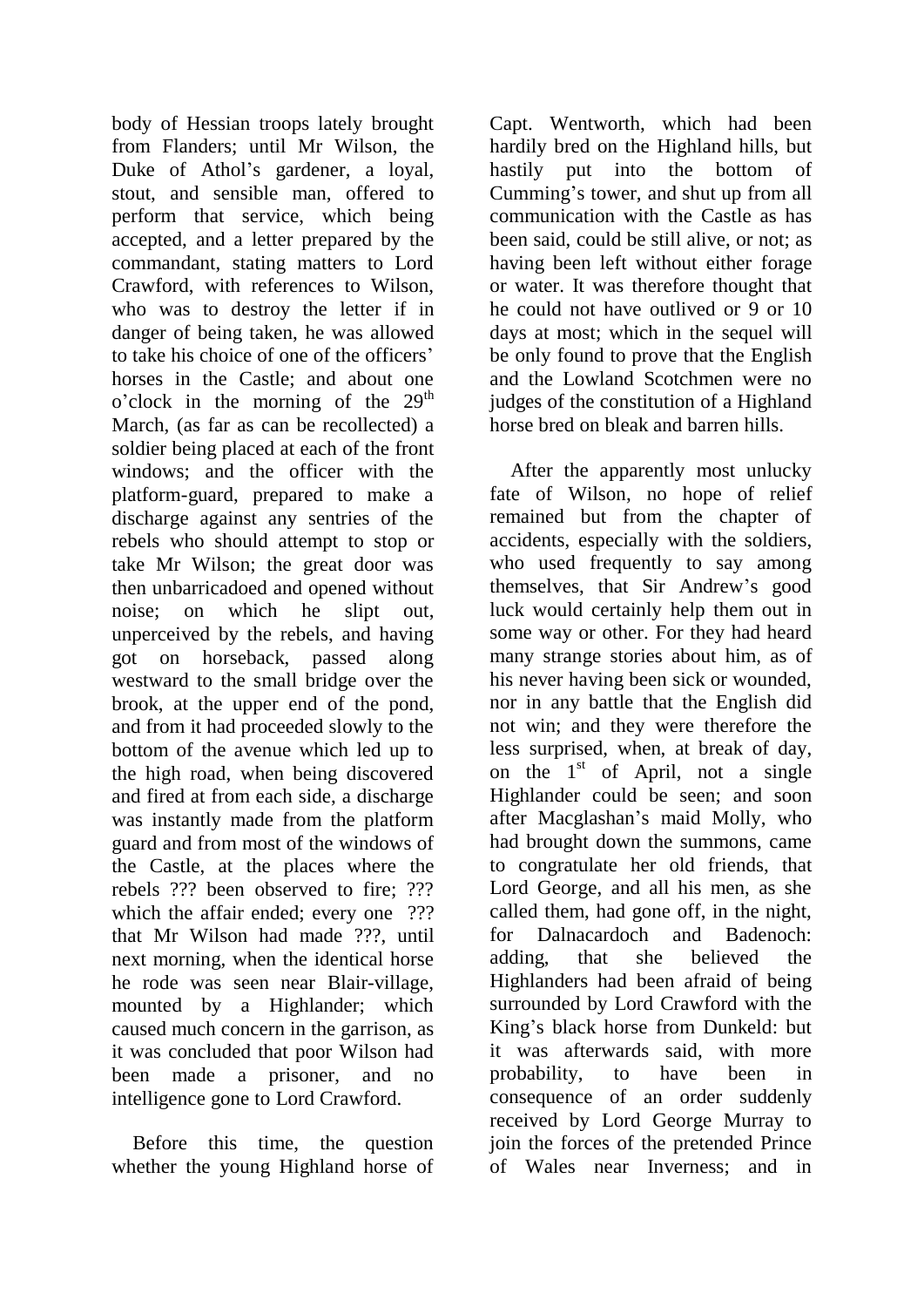body of Hessian troops lately brought from Flanders; until Mr Wilson, the Duke of Athol's gardener, a loyal, stout, and sensible man, offered to perform that service, which being accepted, and a letter prepared by the commandant, stating matters to Lord Crawford, with references to Wilson, who was to destroy the letter if in danger of being taken, he was allowed to take his choice of one of the officers' horses in the Castle; and about one o'clock in the morning of the 29th March, (as far as can be recollected) a soldier being placed at each of the front windows; and the officer with the platform-guard, prepared to make a discharge against any sentries of the rebels who should attempt to stop or take Mr Wilson; the great door was then unbarricadoed and opened without noise; on which he slipt out, unperceived by the rebels, and having got on horseback, passed along westward to the small bridge over the brook, at the upper end of the pond, and from it had proceeded slowly to the bottom of the avenue which led up to the high road, when being discovered and fired at from each side, a discharge was instantly made from the platform guard and from most of the windows of the Castle, at the places where the rebels ??? been observed to fire; ??? which the affair ended; every one ??? that Mr Wilson had made ???, until next morning, when the identical horse he rode was seen near Blair-village, mounted by a Highlander; which caused much concern in the garrison, as it was concluded that poor Wilson had been made a prisoner, and no intelligence gone to Lord Crawford.

Before this time, the question whether the young Highland horse of Capt. Wentworth, which had been hardily bred on the Highland hills, but hastily put into the bottom of Cumming's tower, and shut up from all communication with the Castle as has been said, could be still alive, or not; as having been left without either forage or water. It was therefore thought that he could not have outlived or 9 or 10 days at most; which in the sequel will be only found to prove that the English and the Lowland Scotchmen were no judges of the constitution of a Highland horse bred on bleak and barren hills.

After the apparently most unlucky fate of Wilson, no hope of relief remained but from the chapter of accidents, especially with the soldiers, who used frequently to say among themselves, that Sir Andrew's good luck would certainly help them out in some way or other. For they had heard many strange stories about him, as of his never having been sick or wounded, nor in any battle that the English did not win; and they were therefore the less surprised, when, at break of day, on the 1st of April, not a single Highlander could be seen; and soon after Macglashan's maid Molly, who had brought down the summons, came to congratulate her old friends, that Lord George, and all his men, as she called them, had gone off, in the night, for Dalnacardoch and Badenoch: adding, that she believed the Highlanders had been afraid of being surrounded by Lord Crawford with the King's black horse from Dunkeld: but it was afterwards said, with more probability, to have been in consequence of an order suddenly received by Lord George Murray to join the forces of the pretended Prince of Wales near Inverness; and in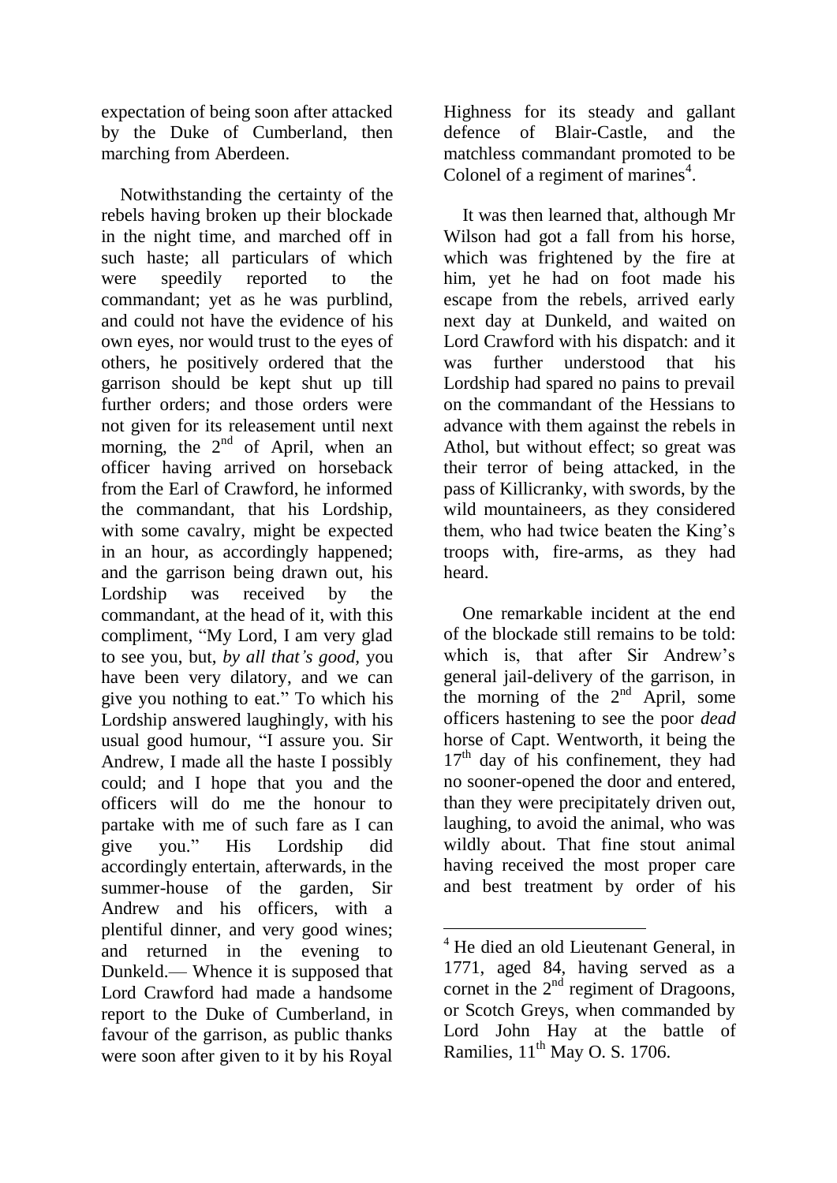expectation of being soon after attacked by the Duke of Cumberland, then marching from Aberdeen.

Notwithstanding the certainty of the rebels having broken up their blockade in the night time, and marched off in such haste; all particulars of which were speedily reported to the commandant; yet as he was purblind, and could not have the evidence of his own eyes, nor would trust to the eyes of others, he positively ordered that the garrison should be kept shut up till further orders; and those orders were not given for its releasement until next morning, the 2nd of April, when an officer having arrived on horseback from the Earl of Crawford, he informed the commandant, that his Lordship, with some cavalry, might be expected in an hour, as accordingly happened; and the garrison being drawn out, his Lordship was received by the commandant, at the head of it, with this compliment, "My Lord, I am very glad to see you, but, *by all that's good*, you have been very dilatory, and we can give you nothing to eat." To which his Lordship answered laughingly, with his usual good humour, "I assure you. Sir Andrew, I made all the haste I possibly could; and I hope that you and the officers will do me the honour to partake with me of such fare as I can give you." His Lordship did accordingly entertain, afterwards, in the summer-house of the garden, Sir Andrew and his officers, with a plentiful dinner, and very good wines; and returned in the evening to Dunkeld.— Whence it is supposed that Lord Crawford had made a handsome report to the Duke of Cumberland, in favour of the garrison, as public thanks were soon after given to it by his Royal Highness for its steady and gallant defence of Blair-Castle, and the matchless commandant promoted to be Colonel of a regiment of marines[4].

It was then learned that, although Mr Wilson had got a fall from his horse, which was frightened by the fire at him, yet he had on foot made his escape from the rebels, arrived early next day at Dunkeld, and waited on Lord Crawford with his dispatch: and it was further understood that his Lordship had spared no pains to prevail on the commandant of the Hessians to advance with them against the rebels in Athol, but without effect; so great was their terror of being attacked, in the pass of Killicranky, with swords, by the wild mountaineers, as they considered them, who had twice beaten the King's troops with, fire-arms, as they had heard.

One remarkable incident at the end of the blockade still remains to be told: which is, that after Sir Andrew's general jail-delivery of the garrison, in the morning of the 2nd April, some officers hastening to see the poor *dead* horse of Capt. Wentworth, it being the 17th day of his confinement, they had no sooner-opened the door and entered, than they were precipitately driven out, laughing, to avoid the animal, who was wildly about. That fine stout animal having received the most proper care and best treatment by order of his

[4] He died an old Lieutenant General, in 1771, aged 84, having served as a cornet in the 2nd regiment of Dragoons, or Scotch Greys, when commanded by Lord John Hay at the battle of Ramilies, 11th May O. S. 1706.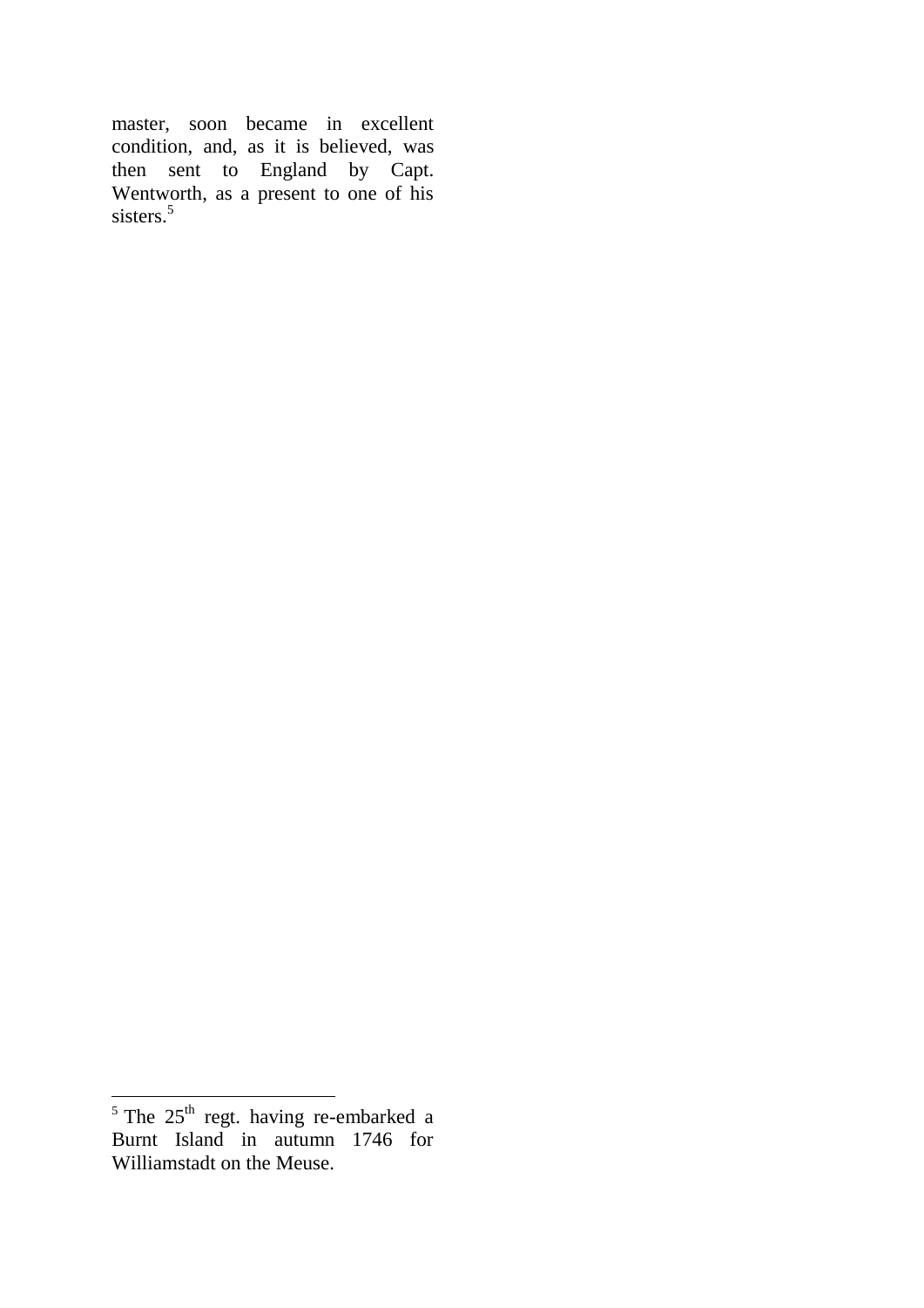master, soon became in excellent condition, and, as it is believed, was then sent to England by Capt. Wentworth, as a present to one of his sisters.[5]

---

[5] The $25^{th}$ regt. having re-embarked a Burnt Island in autumn 1746 for Williamstadt on the Meuse.